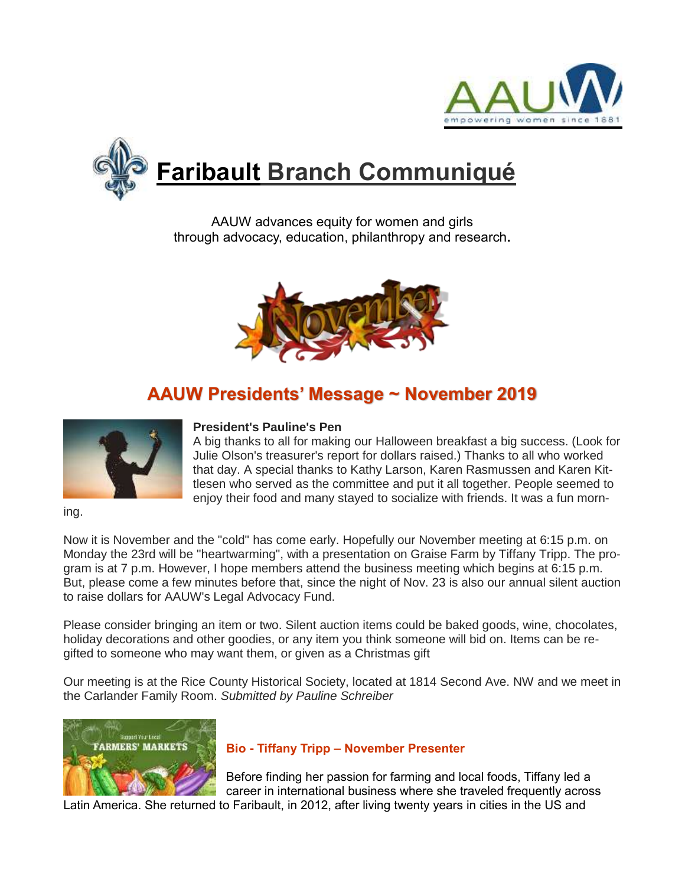# Faribault Branch Communiqué

AAUW advances equity for women and girls
through advocacy, education, philanthropy and research.

## AAUW Presidents' Message ~ November 2019

**President's Pauline's Pen**

A big thanks to all for making our Halloween breakfast a big success. (Look for Julie Olson's treasurer's report for dollars raised.) Thanks to all who worked that day. A special thanks to Kathy Larson, Karen Rasmussen and Karen Kittlesen who served as the committee and put it all together. People seemed to enjoy their food and many stayed to socialize with friends. It was a fun morning.

Now it is November and the "cold" has come early. Hopefully our November meeting at 6:15 p.m. on Monday the 23rd will be "heartwarming", with a presentation on Graise Farm by Tiffany Tripp. The program is at 7 p.m. However, I hope members attend the business meeting which begins at 6:15 p.m. But, please come a few minutes before that, since the night of Nov. 23 is also our annual silent auction to raise dollars for AAUW's Legal Advocacy Fund.

Please consider bringing an item or two. Silent auction items could be baked goods, wine, chocolates, holiday decorations and other goodies, or any item you think someone will bid on. Items can be regifted to someone who may want them, or given as a Christmas gift

Our meeting is at the Rice County Historical Society, located at 1814 Second Ave. NW and we meet in the Carlander Family Room. *Submitted by Pauline Schreiber*

### Bio - Tiffany Tripp – November Presenter

Before finding her passion for farming and local foods, Tiffany led a career in international business where she traveled frequently across Latin America. She returned to Faribault, in 2012, after living twenty years in cities in the US and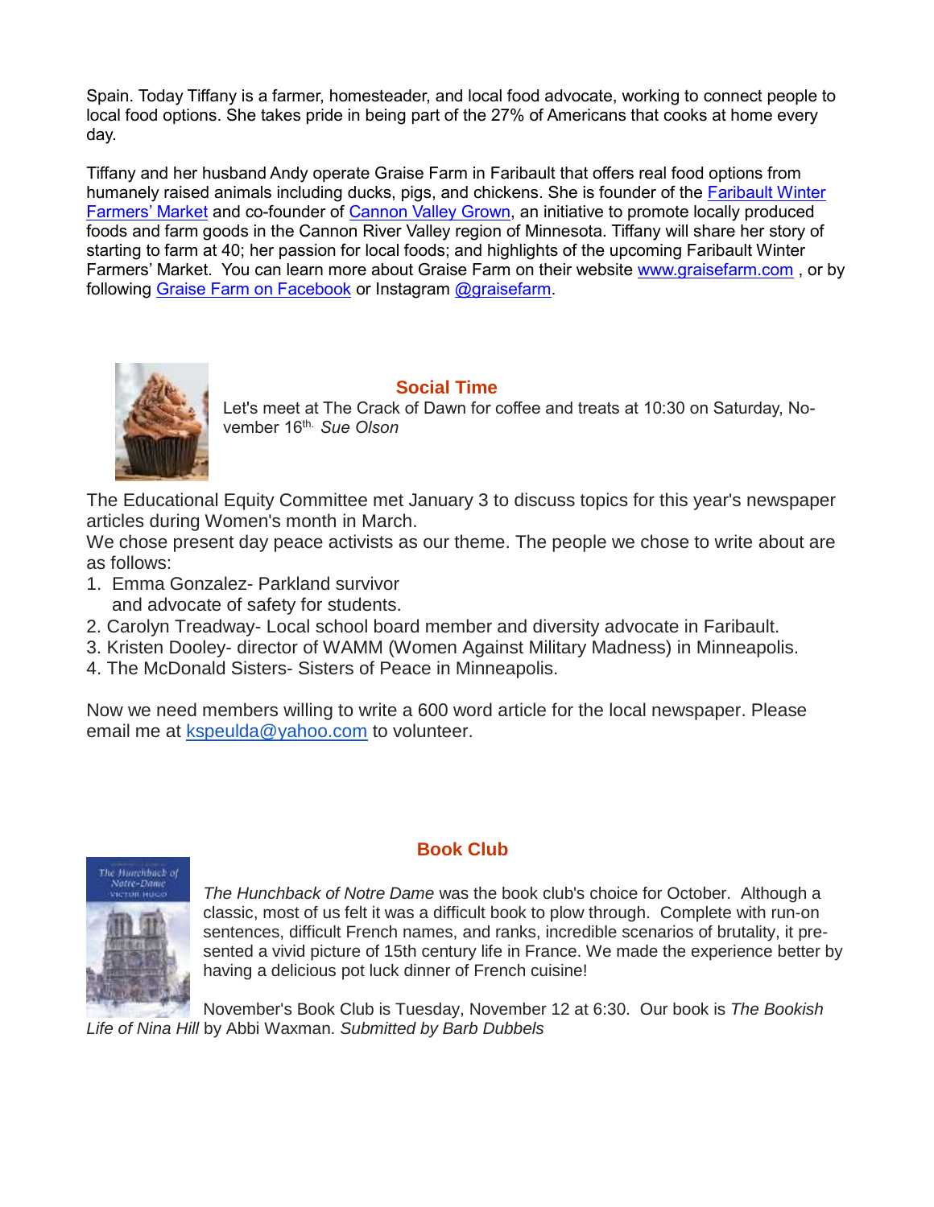Spain. Today Tiffany is a farmer, homesteader, and local food advocate, working to connect people to local food options. She takes pride in being part of the 27% of Americans that cooks at home every day.

Tiffany and her husband Andy operate Graise Farm in Faribault that offers real food options from humanely raised animals including ducks, pigs, and chickens. She is founder of the Faribault Winter Farmers' Market and co-founder of Cannon Valley Grown, an initiative to promote locally produced foods and farm goods in the Cannon River Valley region of Minnesota. Tiffany will share her story of starting to farm at 40; her passion for local foods; and highlights of the upcoming Faribault Winter Farmers' Market. You can learn more about Graise Farm on their website www.graisefarm.com , or by following Graise Farm on Facebook or Instagram @graisefarm.

## Social Time

Let's meet at The Crack of Dawn for coffee and treats at 10:30 on Saturday, November 16th. *Sue Olson*

The Educational Equity Committee met January 3 to discuss topics for this year's newspaper articles during Women's month in March.

We chose present day peace activists as our theme. The people we chose to write about are as follows:

1. Emma Gonzalez- Parkland survivor and advocate of safety for students.
2. Carolyn Treadway- Local school board member and diversity advocate in Faribault.
3. Kristen Dooley- director of WAMM (Women Against Military Madness) in Minneapolis.
4. The McDonald Sisters- Sisters of Peace in Minneapolis.

Now we need members willing to write a 600 word article for the local newspaper. Please email me at kspeulda@yahoo.com to volunteer.

## Book Club

*The Hunchback of Notre Dame* was the book club's choice for October. Although a classic, most of us felt it was a difficult book to plow through. Complete with run-on sentences, difficult French names, and ranks, incredible scenarios of brutality, it presented a vivid picture of 15th century life in France. We made the experience better by having a delicious pot luck dinner of French cuisine!

November's Book Club is Tuesday, November 12 at 6:30. Our book is *The Bookish Life of Nina Hill* by Abbi Waxman. *Submitted by Barb Dubbels*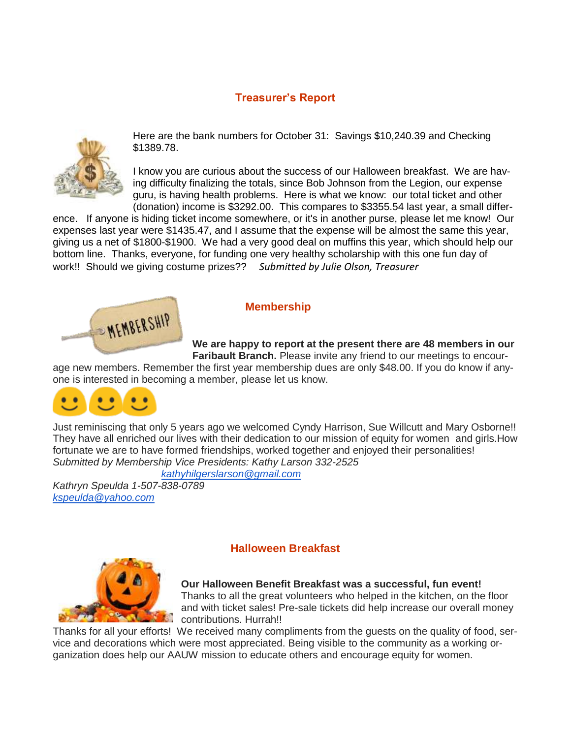## Treasurer's Report

Here are the bank numbers for October 31: Savings $10,240.39 and Checking $1389.78.

I know you are curious about the success of our Halloween breakfast. We are having difficulty finalizing the totals, since Bob Johnson from the Legion, our expense guru, is having health problems. Here is what we know: our total ticket and other (donation) income is $3292.00. This compares to $3355.54 last year, a small difference. If anyone is hiding ticket income somewhere, or it's in another purse, please let me know! Our expenses last year were $1435.47, and I assume that the expense will be almost the same this year, giving us a net of $1800-$1900. We had a very good deal on muffins this year, which should help our bottom line. Thanks, everyone, for funding one very healthy scholarship with this one fun day of work!! Should we giving costume prizes?? *Submitted by Julie Olson, Treasurer*

## Membership

**We are happy to report at the present there are 48 members in our Faribault Branch.** Please invite any friend to our meetings to encourage new members. Remember the first year membership dues are only $48.00. If you do know if anyone is interested in becoming a member, please let us know.

Just reminiscing that only 5 years ago we welcomed Cyndy Harrison, Sue Willcutt and Mary Osborne!! They have all enriched our lives with their dedication to our mission of equity for women and girls.How fortunate we are to have formed friendships, worked together and enjoyed their personalities!
*Submitted by Membership Vice Presidents: Kathy Larson 332-2525*
*kathyhilgerslarson@gmail.com*
*Kathryn Speulda 1-507-838-0789*
*kspeulda@yahoo.com*

## Halloween Breakfast

**Our Halloween Benefit Breakfast was a successful, fun event!**
Thanks to all the great volunteers who helped in the kitchen, on the floor and with ticket sales! Pre-sale tickets did help increase our overall money contributions. Hurrah!!
Thanks for all your efforts! We received many compliments from the guests on the quality of food, service and decorations which were most appreciated. Being visible to the community as a working organization does help our AAUW mission to educate others and encourage equity for women.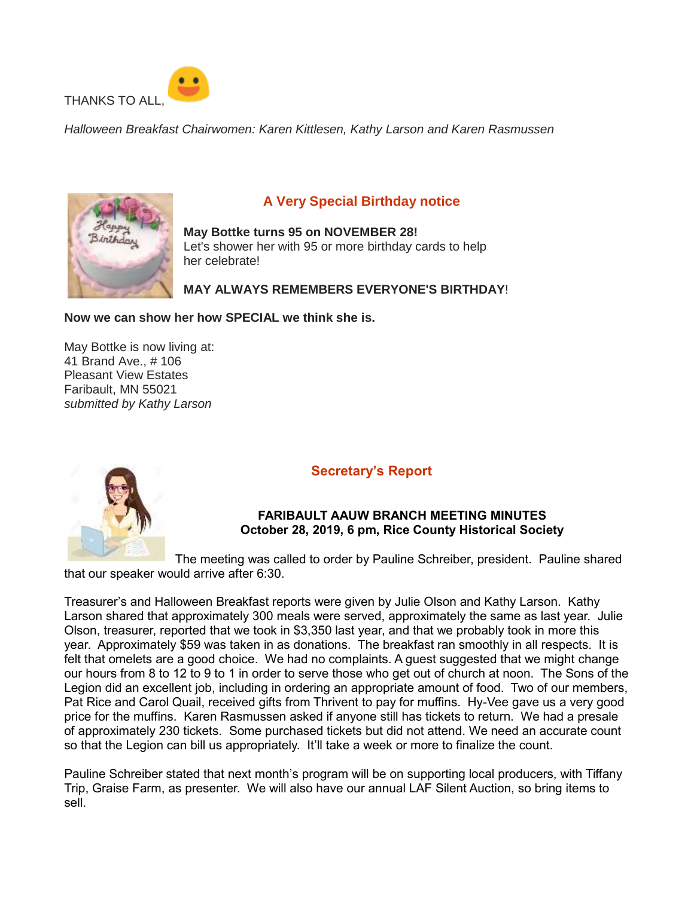THANKS TO ALL,

*Halloween Breakfast Chairwomen: Karen Kittlesen, Kathy Larson and Karen Rasmussen*

## A Very Special Birthday notice

**May Bottke turns 95 on NOVEMBER 28!**
Let's shower her with 95 or more birthday cards to help her celebrate!

**MAY ALWAYS REMEMBERS EVERYONE'S BIRTHDAY**!

**Now we can show her how SPECIAL we think she is.**

May Bottke is now living at:
41 Brand Ave., # 106
Pleasant View Estates
Faribault, MN 55021
*submitted by Kathy Larson*

## Secretary's Report

**FARIBAULT AAUW BRANCH MEETING MINUTES**
**October 28, 2019, 6 pm, Rice County Historical Society**

The meeting was called to order by Pauline Schreiber, president. Pauline shared that our speaker would arrive after 6:30.

Treasurer's and Halloween Breakfast reports were given by Julie Olson and Kathy Larson. Kathy Larson shared that approximately 300 meals were served, approximately the same as last year. Julie Olson, treasurer, reported that we took in $3,350 last year, and that we probably took in more this year. Approximately $59 was taken in as donations. The breakfast ran smoothly in all respects. It is felt that omelets are a good choice. We had no complaints. A guest suggested that we might change our hours from 8 to 12 to 9 to 1 in order to serve those who get out of church at noon. The Sons of the Legion did an excellent job, including in ordering an appropriate amount of food. Two of our members, Pat Rice and Carol Quail, received gifts from Thrivent to pay for muffins. Hy-Vee gave us a very good price for the muffins. Karen Rasmussen asked if anyone still has tickets to return. We had a presale of approximately 230 tickets. Some purchased tickets but did not attend. We need an accurate count so that the Legion can bill us appropriately. It'll take a week or more to finalize the count.

Pauline Schreiber stated that next month's program will be on supporting local producers, with Tiffany Trip, Graise Farm, as presenter. We will also have our annual LAF Silent Auction, so bring items to sell.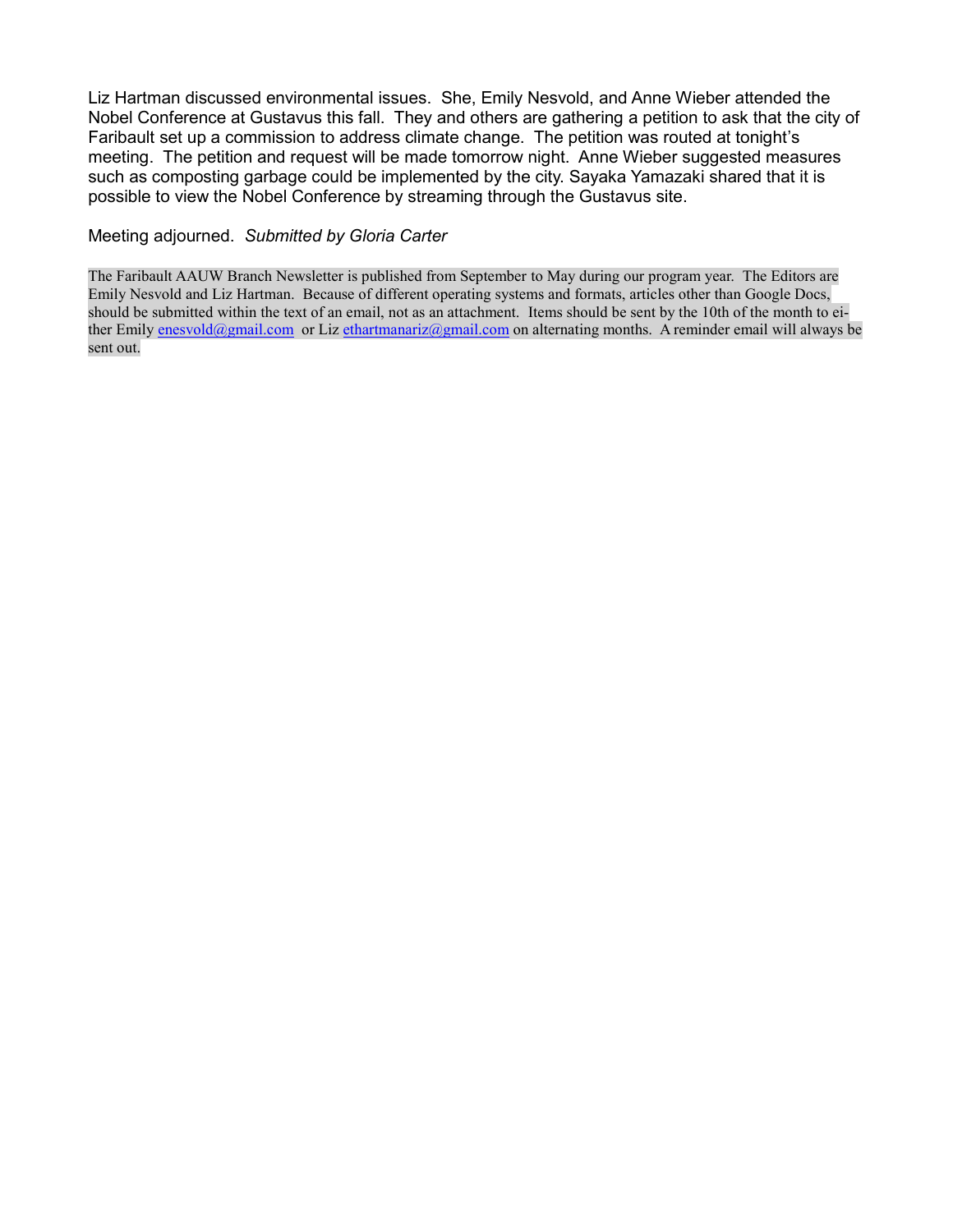Liz Hartman discussed environmental issues. She, Emily Nesvold, and Anne Wieber attended the Nobel Conference at Gustavus this fall. They and others are gathering a petition to ask that the city of Faribault set up a commission to address climate change. The petition was routed at tonight's meeting. The petition and request will be made tomorrow night. Anne Wieber suggested measures such as composting garbage could be implemented by the city. Sayaka Yamazaki shared that it is possible to view the Nobel Conference by streaming through the Gustavus site.

Meeting adjourned. *Submitted by Gloria Carter*

The Faribault AAUW Branch Newsletter is published from September to May during our program year. The Editors are Emily Nesvold and Liz Hartman. Because of different operating systems and formats, articles other than Google Docs, should be submitted within the text of an email, not as an attachment. Items should be sent by the 10th of the month to either Emily enesvold@gmail.com or Liz ethartmanariz@gmail.com on alternating months. A reminder email will always be sent out.